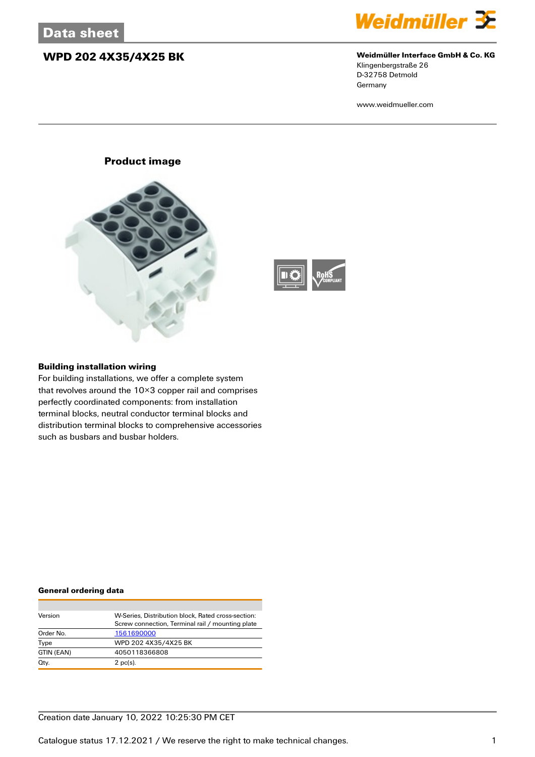# Data sheet

## WPD 202 4X35/4X25 BK

**Weidmüller Interface GmbH & Co. KG**
Klingenbergstraße 26
D-32758 Detmold
Germany

www.weidmueller.com

### Product image

### Building installation wiring

For building installations, we offer a complete system that revolves around the 10×3 copper rail and comprises perfectly coordinated components: from installation terminal blocks, neutral conductor terminal blocks and distribution terminal blocks to comprehensive accessories such as busbars and busbar holders.

### General ordering data

| | |
|---|---|
| Version | W-Series, Distribution block, Rated cross-section: Screw connection, Terminal rail / mounting plate |
| Order No. | 1561690000 |
| Type | WPD 202 4X35/4X25 BK |
| GTIN (EAN) | 4050118366808 |
| Qty. | 2 pc(s). |

Creation date January 10, 2022 10:25:30 PM CET

Catalogue status 17.12.2021 / We reserve the right to make technical changes.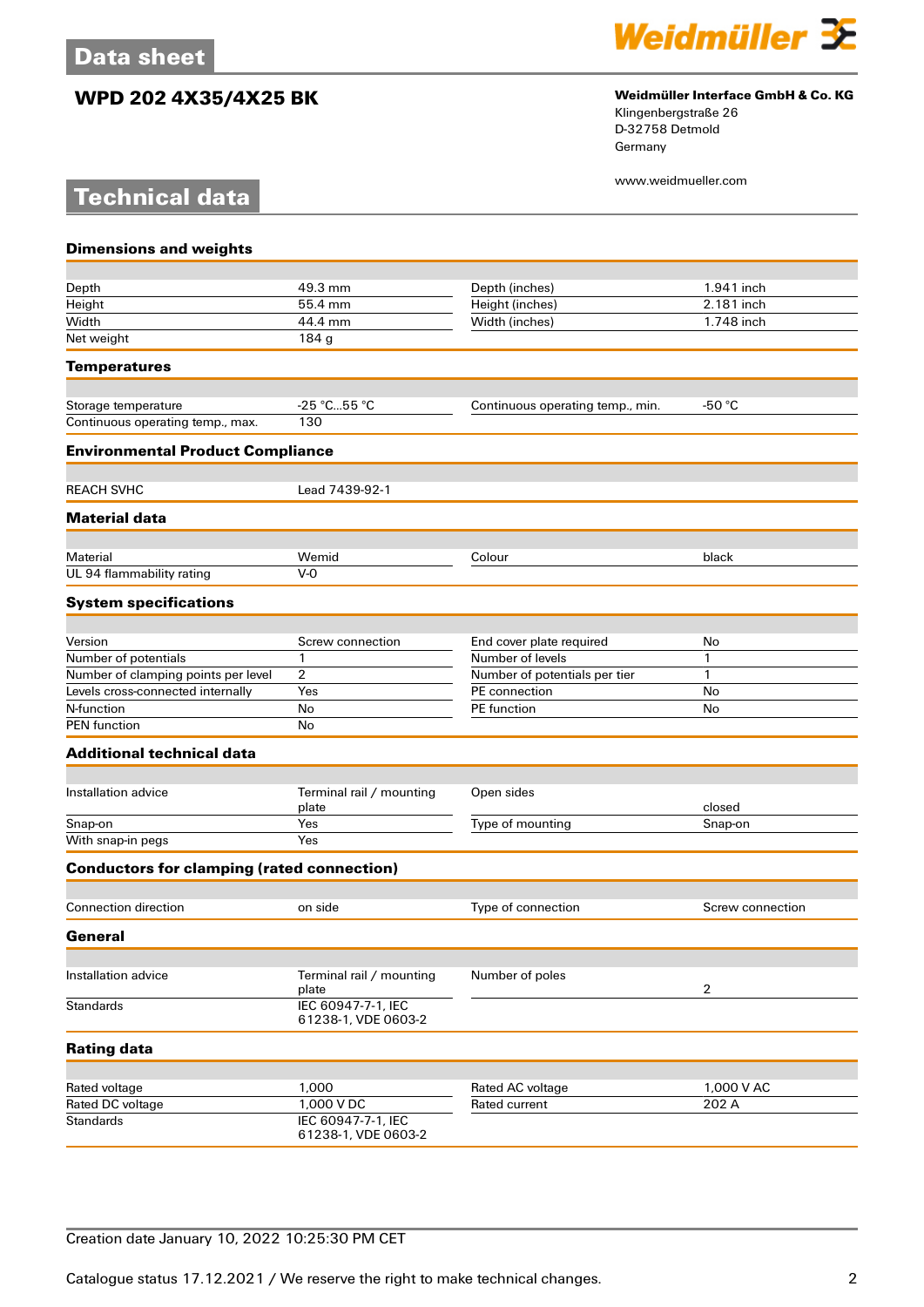# Data sheet

## WPD 202 4X35/4X25 BK

**Weidmüller Interface GmbH & Co. KG**
Klingenbergstraße 26
D-32758 Detmold
Germany

www.weidmueller.com

# Technical data

### Dimensions and weights

| | | | |
|---|---|---|---|
| Depth | 49.3 mm | Depth (inches) | 1.941 inch |
| Height | 55.4 mm | Height (inches) | 2.181 inch |
| Width | 44.4 mm | Width (inches) | 1.748 inch |
| Net weight | 184 g | | |

### Temperatures

| | | | |
|---|---|---|---|
| Storage temperature | -25 °C...55 °C | Continuous operating temp., min. | -50 °C |
| Continuous operating temp., max. | 130 | | |

### Environmental Product Compliance

| | | | |
|---|---|---|---|
| REACH SVHC | Lead 7439-92-1 | | |

### Material data

| | | | |
|---|---|---|---|
| Material | Wemid | Colour | black |
| UL 94 flammability rating | V-0 | | |

### System specifications

| | | | |
|---|---|---|---|
| Version | Screw connection | End cover plate required | No |
| Number of potentials | 1 | Number of levels | 1 |
| Number of clamping points per level | 2 | Number of potentials per tier | 1 |
| Levels cross-connected internally | Yes | PE connection | No |
| N-function | No | PE function | No |
| PEN function | No | | |

### Additional technical data

| | | | |
|---|---|---|---|
| Installation advice | Terminal rail / mounting plate | Open sides | closed |
| Snap-on | Yes | Type of mounting | Snap-on |
| With snap-in pegs | Yes | | |

### Conductors for clamping (rated connection)

| | | | |
|---|---|---|---|
| Connection direction | on side | Type of connection | Screw connection |

### General

| | | | |
|---|---|---|---|
| Installation advice | Terminal rail / mounting plate | Number of poles | 2 |
| Standards | IEC 60947-7-1, IEC 61238-1, VDE 0603-2 | | |

### Rating data

| | | | |
|---|---|---|---|
| Rated voltage | 1,000 | Rated AC voltage | 1,000 V AC |
| Rated DC voltage | 1,000 V DC | Rated current | 202 A |
| Standards | IEC 60947-7-1, IEC 61238-1, VDE 0603-2 | | |

Creation date January 10, 2022 10:25:30 PM CET

Catalogue status 17.12.2021 / We reserve the right to make technical changes.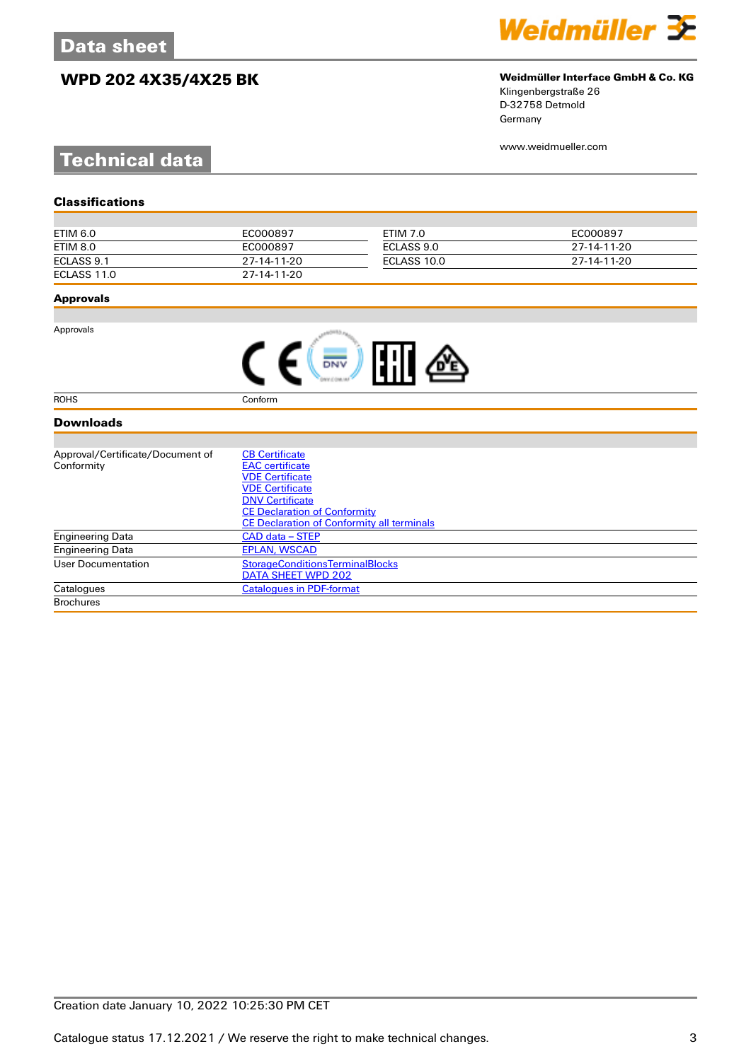# Data sheet

## WPD 202 4X35/4X25 BK

**Weidmüller Interface GmbH & Co. KG**
Klingenbergstraße 26
D-32758 Detmold
Germany

www.weidmueller.com

# Technical data

### Classifications

| | | | |
|---|---|---|---|
| ETIM 6.0 | EC000897 | ETIM 7.0 | EC000897 |
| ETIM 8.0 | EC000897 | ECLASS 9.0 | 27-14-11-20 |
| ECLASS 9.1 | 27-14-11-20 | ECLASS 10.0 | 27-14-11-20 |
| ECLASS 11.0 | 27-14-11-20 | | |

### Approvals

| | |
|---|---|
| Approvals | CE, DNV, EAC, VDE |
| ROHS | Conform |

### Downloads

| | |
|---|---|
| Approval/Certificate/Document of Conformity | CB Certificate<br>EAC certificate<br>VDE Certificate<br>VDE Certificate<br>DNV Certificate<br>CE Declaration of Conformity<br>CE Declaration of Conformity all terminals |
| Engineering Data | CAD data – STEP |
| Engineering Data | EPLAN, WSCAD |
| User Documentation | StorageConditionsTerminalBlocks<br>DATA SHEET WPD 202 |
| Catalogues | Catalogues in PDF-format |
| Brochures | |

Creation date January 10, 2022 10:25:30 PM CET

Catalogue status 17.12.2021 / We reserve the right to make technical changes.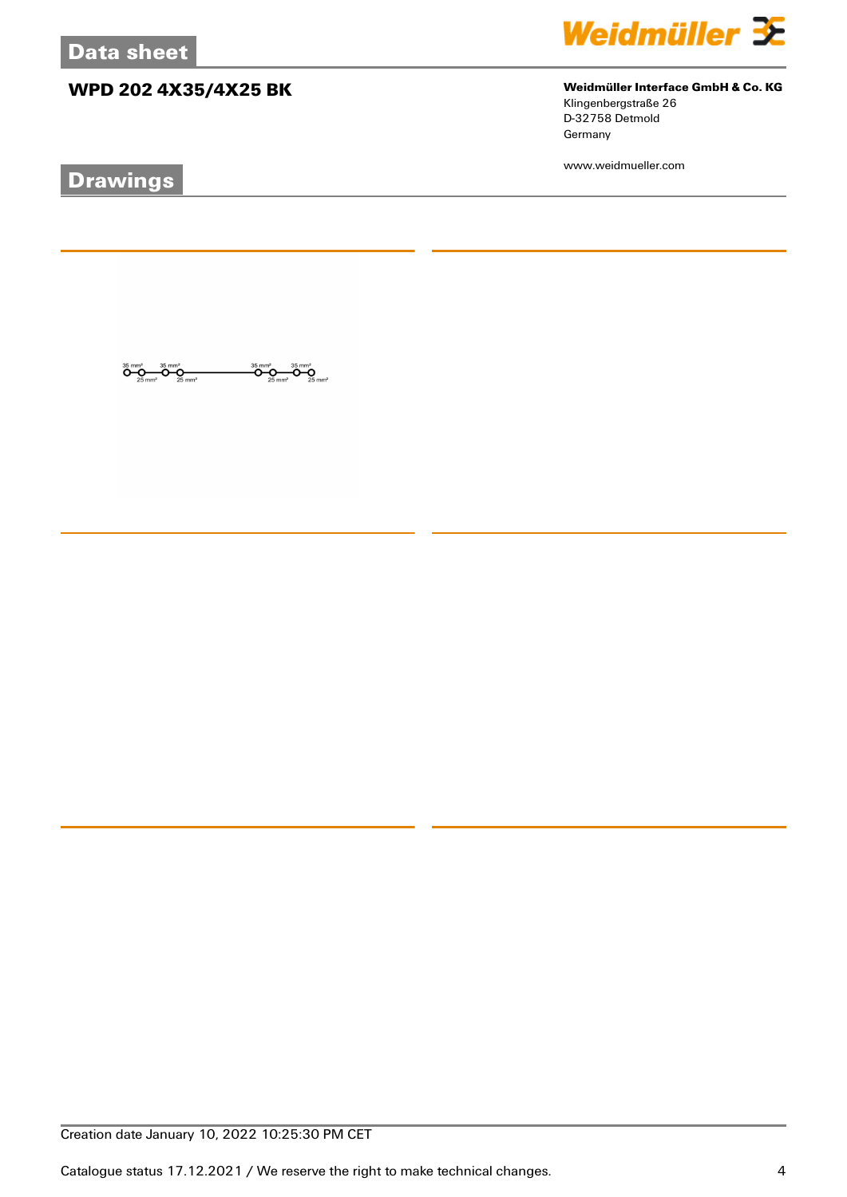# Data sheet

## WPD 202 4X35/4X25 BK

**Weidmüller Interface GmbH & Co. KG**
Klingenbergstraße 26
D-32758 Detmold
Germany

www.weidmueller.com

## Drawings

35 mm² 35 mm² 35 mm² 35 mm²
25 mm² 25 mm² 25 mm² 25 mm²

Creation date January 10, 2022 10:25:30 PM CET

Catalogue status 17.12.2021 / We reserve the right to make technical changes.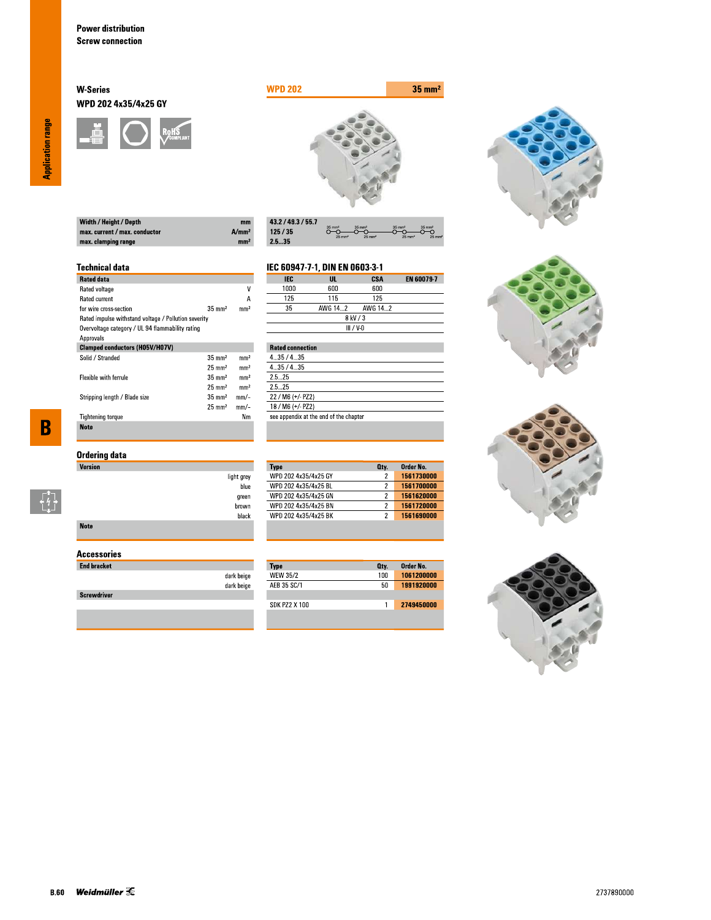# Power distribution
## Screw connection

### W-Series
### WPD 202 4x35/4x25 GY

**WPD 202** — **35 mm²**

| | | |
|---|---|---|
| Width / Height / Depth | mm | 43.2 / 49.3 / 55.7 |
| max. current / max. conductor | A/mm² | 125 / 35 |
| max. clamping range | mm² | 2.5...35 |

## Technical data

**IEC 60947-7-1, DIN EN 0603-3-1**

| Rated data | | | IEC | UL | CSA | EN 60079-7 |
|---|---|---|---|---|---|---|
| Rated voltage | | V | 1000 | 600 | 600 | |
| Rated current | | A | 125 | 115 | 125 | |
| for wire cross-section | 35 mm² | mm² | 35 | AWG 14...2 | AWG 14...2 | |
| Rated impulse withstand voltage / Pollution severity | | | 8 kV / 3 | | | |
| Overvoltage category / UL 94 flammability rating | | | III / V-0 | | | |
| Approvals | | | | | | |

| Clamped conductors (H05V/H07V) | | | Rated connection |
|---|---|---|---|
| Solid / Stranded | 35 mm² | mm² | 4...35 / 4...35 |
| | 25 mm² | mm² | 4...35 / 4...35 |
| Flexible with ferrule | 35 mm² | mm² | 2.5...25 |
| | 25 mm² | mm² | 2.5...25 |
| Stripping length / Blade size | 35 mm² | mm/- | 22 / M6 (+/- PZ2) |
| | 25 mm² | mm/- | 18 / M6 (+/- PZ2) |
| Tightening torque | | Nm | see appendix at the end of the chapter |
| **Note** | | | |

## Ordering data

| Version | Type | Qty. | Order No. |
|---|---|---|---|
| light grey | WPD 202 4x35/4x25 GY | 2 | 1561730000 |
| blue | WPD 202 4x35/4x25 BL | 2 | 1561700000 |
| green | WPD 202 4x35/4x25 GN | 2 | 1561620000 |
| brown | WPD 202 4x35/4x25 BN | 2 | 1561720000 |
| black | WPD 202 4x35/4x25 BK | 2 | 1561690000 |
| **Note** | | | |

## Accessories

| | Type | Qty. | Order No. |
|---|---|---|---|
| **End bracket** | | | |
| dark beige | WEW 35/2 | 100 | 1061200000 |
| dark beige | AEB 35 SC/1 | 50 | 1991920000 |
| **Screwdriver** | | | |
| | SDK PZ2 X 100 | 1 | 2749450000 |

2737890000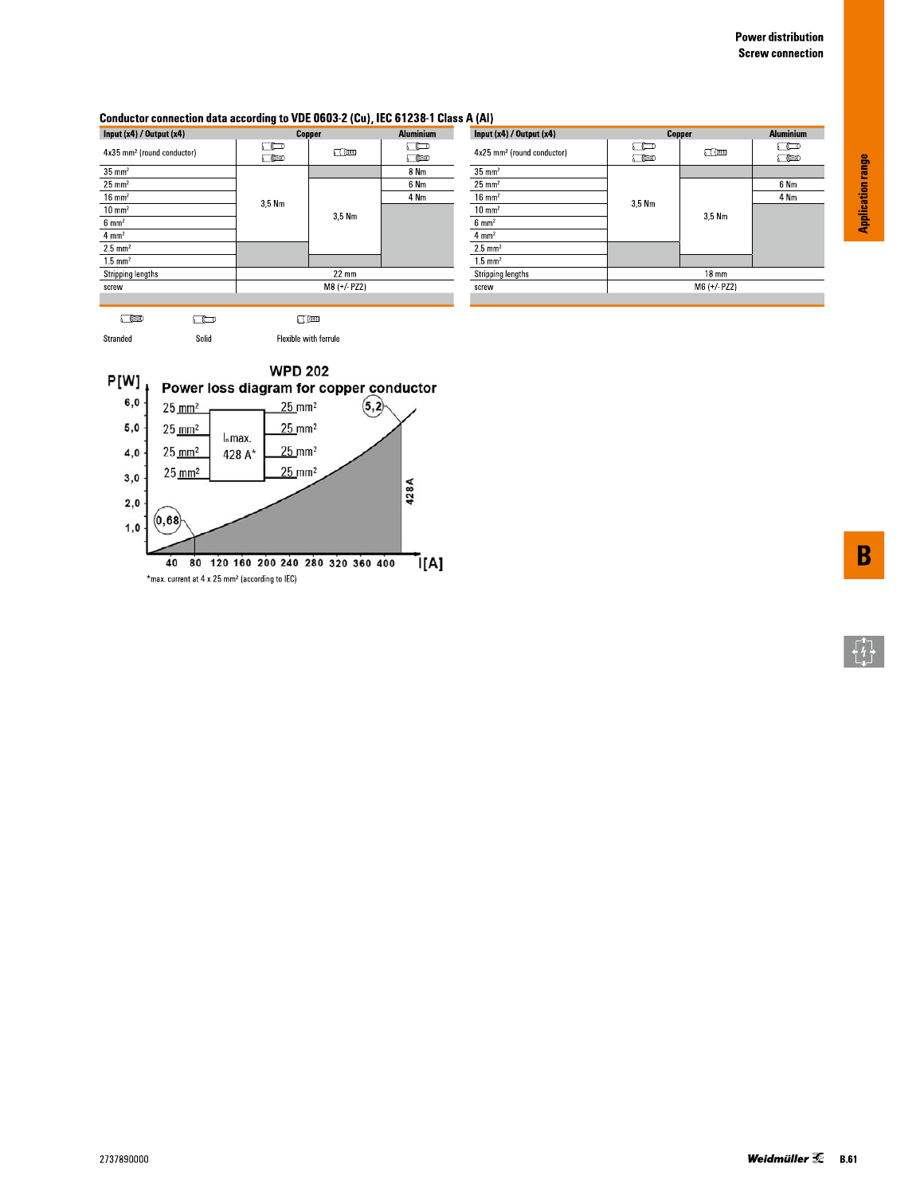## Conductor connection data according to VDE 0603-2 (Cu), IEC 61238-1 Class A (Al)

| Input (x4) / Output (x4) | Copper | | Aluminium |
|---|---|---|---|
| 4x35 mm² (round conductor) | Solid / Stranded | Flexible with ferrule | Solid / Stranded |
| 35 mm² | 3,5 Nm | | 8 Nm |
| 25 mm² | 3,5 Nm | 3,5 Nm | 6 Nm |
| 16 mm² | 3,5 Nm | 3,5 Nm | 4 Nm |
| 10 mm² | 3,5 Nm | 3,5 Nm | |
| 6 mm² | 3,5 Nm | 3,5 Nm | |
| 4 mm² | 3,5 Nm | 3,5 Nm | |
| 2.5 mm² | | 3,5 Nm | |
| 1.5 mm² | | | |
| Stripping lengths | 22 mm | | |
| screw | M8 (+/- PZ2) | | |

| Input (x4) / Output (x4) | Copper | | Aluminium |
|---|---|---|---|
| 4x25 mm² (round conductor) | Solid / Stranded | Flexible with ferrule | Solid / Stranded |
| 35 mm² | 3,5 Nm | | |
| 25 mm² | 3,5 Nm | 3,5 Nm | 6 Nm |
| 16 mm² | 3,5 Nm | 3,5 Nm | 4 Nm |
| 10 mm² | 3,5 Nm | 3,5 Nm | |
| 6 mm² | 3,5 Nm | 3,5 Nm | |
| 4 mm² | 3,5 Nm | 3,5 Nm | |
| 2.5 mm² | | 3,5 Nm | |
| 1.5 mm² | | | |
| Stripping lengths | 18 mm | | |
| screw | M6 (+/- PZ2) | | |

Stranded Solid Flexible with ferrule

WPD 202

Power loss diagram for copper conductor

P[W]

6,0
5,0
4,0
3,0
2,0
1,0

25 mm² 25 mm² 25 mm² 25 mm²

Iₙ max. 428 A*

25 mm² 25 mm² 25 mm² 25 mm²

5,2

0,68

428 A

40 80 120 160 200 240 280 320 360 400 I[A]

*max. current at 4 x 25 mm² (according to IEC)